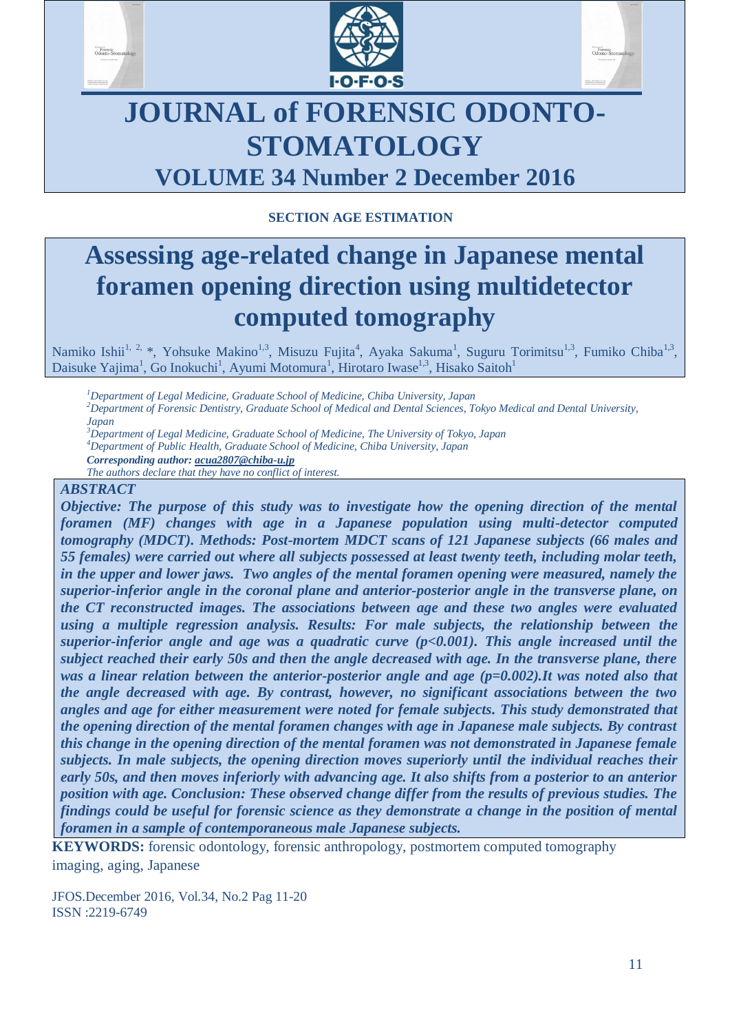# JOURNAL of FORENSIC ODONTO-STOMATOLOGY

## VOLUME 34 Number 2 December 2016

**SECTION AGE ESTIMATION**

# Assessing age-related change in Japanese mental foramen opening direction using multidetector computed tomography

Namiko Ishii[1, 2, *], Yohsuke Makino[1,3], Misuzu Fujita[4], Ayaka Sakuma[1], Suguru Torimitsu[1,3], Fumiko Chiba[1,3], Daisuke Yajima[1], Go Inokuchi[1], Ayumi Motomura[1], Hirotaro Iwase[1,3], Hisako Saitoh[1]

*[1]Department of Legal Medicine, Graduate School of Medicine, Chiba University, Japan*
*[2]Department of Forensic Dentistry, Graduate School of Medical and Dental Sciences, Tokyo Medical and Dental University, Japan*
*[3]Department of Legal Medicine, Graduate School of Medicine, The University of Tokyo, Japan*
*[4]Department of Public Health, Graduate School of Medicine, Chiba University, Japan*
***Corresponding author: acua2807@chiba-u.jp***
*The authors declare that they have no conflict of interest.*

***ABSTRACT***

***Objective: The purpose of this study was to investigate how the opening direction of the mental foramen (MF) changes with age in a Japanese population using multi-detector computed tomography (MDCT). Methods: Post-mortem MDCT scans of 121 Japanese subjects (66 males and 55 females) were carried out where all subjects possessed at least twenty teeth, including molar teeth, in the upper and lower jaws. Two angles of the mental foramen opening were measured, namely the superior-inferior angle in the coronal plane and anterior-posterior angle in the transverse plane, on the CT reconstructed images. The associations between age and these two angles were evaluated using a multiple regression analysis. Results: For male subjects, the relationship between the superior-inferior angle and age was a quadratic curve ($p<0.001$). This angle increased until the subject reached their early 50s and then the angle decreased with age. In the transverse plane, there was a linear relation between the anterior-posterior angle and age ($p=0.002$).It was noted also that the angle decreased with age. By contrast, however, no significant associations between the two angles and age for either measurement were noted for female subjects. This study demonstrated that the opening direction of the mental foramen changes with age in Japanese male subjects. By contrast this change in the opening direction of the mental foramen was not demonstrated in Japanese female subjects. In male subjects, the opening direction moves superiorly until the individual reaches their early 50s, and then moves inferiorly with advancing age. It also shifts from a posterior to an anterior position with age. Conclusion: These observed change differ from the results of previous studies. The findings could be useful for forensic science as they demonstrate a change in the position of mental foramen in a sample of contemporaneous male Japanese subjects.***

**KEYWORDS:** forensic odontology, forensic anthropology, postmortem computed tomography imaging, aging, Japanese

JFOS.December 2016, Vol.34, No.2 Pag 11-20
ISSN :2219-6749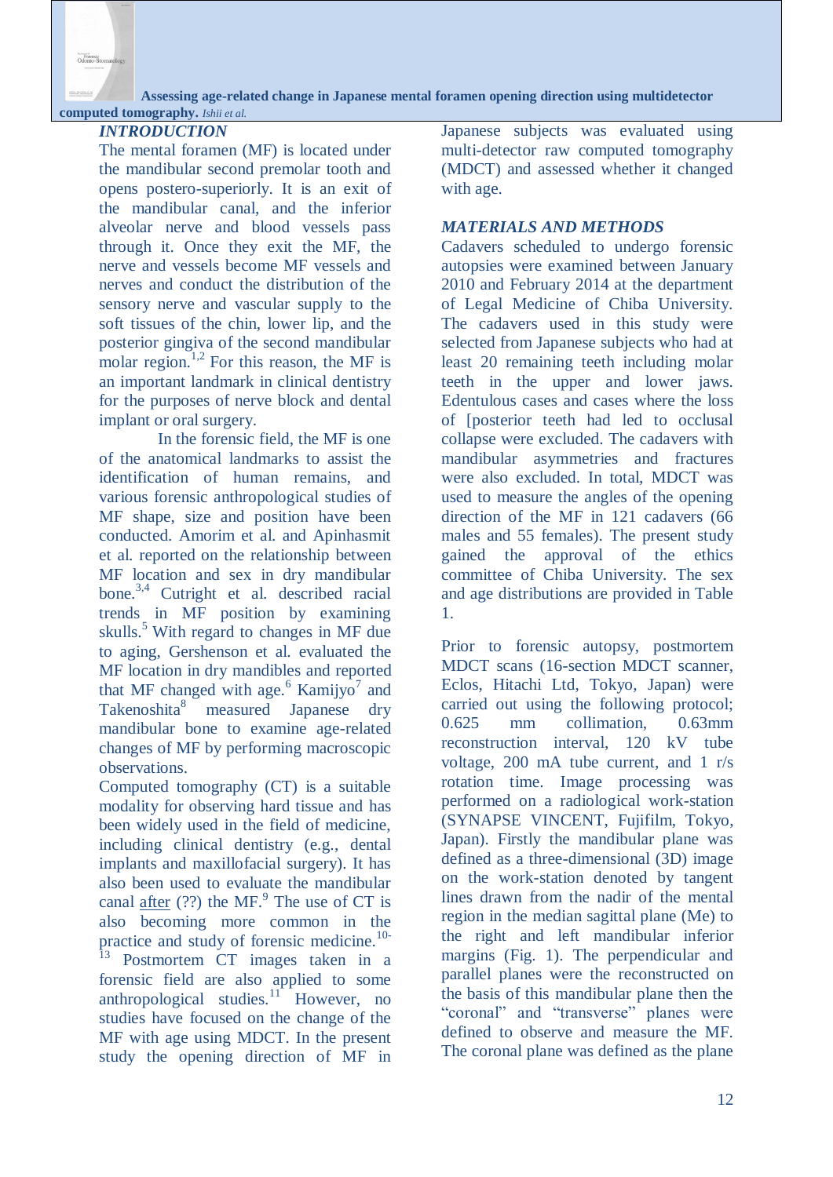## *INTRODUCTION*

The mental foramen (MF) is located under the mandibular second premolar tooth and opens postero-superiorly. It is an exit of the mandibular canal, and the inferior alveolar nerve and blood vessels pass through it. Once they exit the MF, the nerve and vessels become MF vessels and nerves and conduct the distribution of the sensory nerve and vascular supply to the soft tissues of the chin, lower lip, and the posterior gingiva of the second mandibular molar region.[1,2] For this reason, the MF is an important landmark in clinical dentistry for the purposes of nerve block and dental implant or oral surgery.

In the forensic field, the MF is one of the anatomical landmarks to assist the identification of human remains, and various forensic anthropological studies of MF shape, size and position have been conducted. Amorim et al. and Apinhasmit et al. reported on the relationship between MF location and sex in dry mandibular bone.[3,4] Cutright et al. described racial trends in MF position by examining skulls.[5] With regard to changes in MF due to aging, Gershenson et al. evaluated the MF location in dry mandibles and reported that MF changed with age.[6] Kamijyo[7] and Takenoshita[8] measured Japanese dry mandibular bone to examine age-related changes of MF by performing macroscopic observations.

Computed tomography (CT) is a suitable modality for observing hard tissue and has been widely used in the field of medicine, including clinical dentistry (e.g., dental implants and maxillofacial surgery). It has also been used to evaluate the mandibular canal after (??) the MF.[9] The use of CT is also becoming more common in the practice and study of forensic medicine.[10-13] Postmortem CT images taken in a forensic field are also applied to some anthropological studies.[11] However, no studies have focused on the change of the MF with age using MDCT. In the present study the opening direction of MF in Japanese subjects was evaluated using multi-detector raw computed tomography (MDCT) and assessed whether it changed with age.

## *MATERIALS AND METHODS*

Cadavers scheduled to undergo forensic autopsies were examined between January 2010 and February 2014 at the department of Legal Medicine of Chiba University. The cadavers used in this study were selected from Japanese subjects who had at least 20 remaining teeth including molar teeth in the upper and lower jaws. Edentulous cases and cases where the loss of [posterior teeth had led to occlusal collapse were excluded. The cadavers with mandibular asymmetries and fractures were also excluded. In total, MDCT was used to measure the angles of the opening direction of the MF in 121 cadavers (66 males and 55 females). The present study gained the approval of the ethics committee of Chiba University. The sex and age distributions are provided in Table 1.

Prior to forensic autopsy, postmortem MDCT scans (16-section MDCT scanner, Eclos, Hitachi Ltd, Tokyo, Japan) were carried out using the following protocol; 0.625 mm collimation, 0.63mm reconstruction interval, 120 kV tube voltage, 200 mA tube current, and 1 r/s rotation time. Image processing was performed on a radiological work-station (SYNAPSE VINCENT, Fujifilm, Tokyo, Japan). Firstly the mandibular plane was defined as a three-dimensional (3D) image on the work-station denoted by tangent lines drawn from the nadir of the mental region in the median sagittal plane (Me) to the right and left mandibular inferior margins (Fig. 1). The perpendicular and parallel planes were the reconstructed on the basis of this mandibular plane then the "coronal" and "transverse" planes were defined to observe and measure the MF. The coronal plane was defined as the plane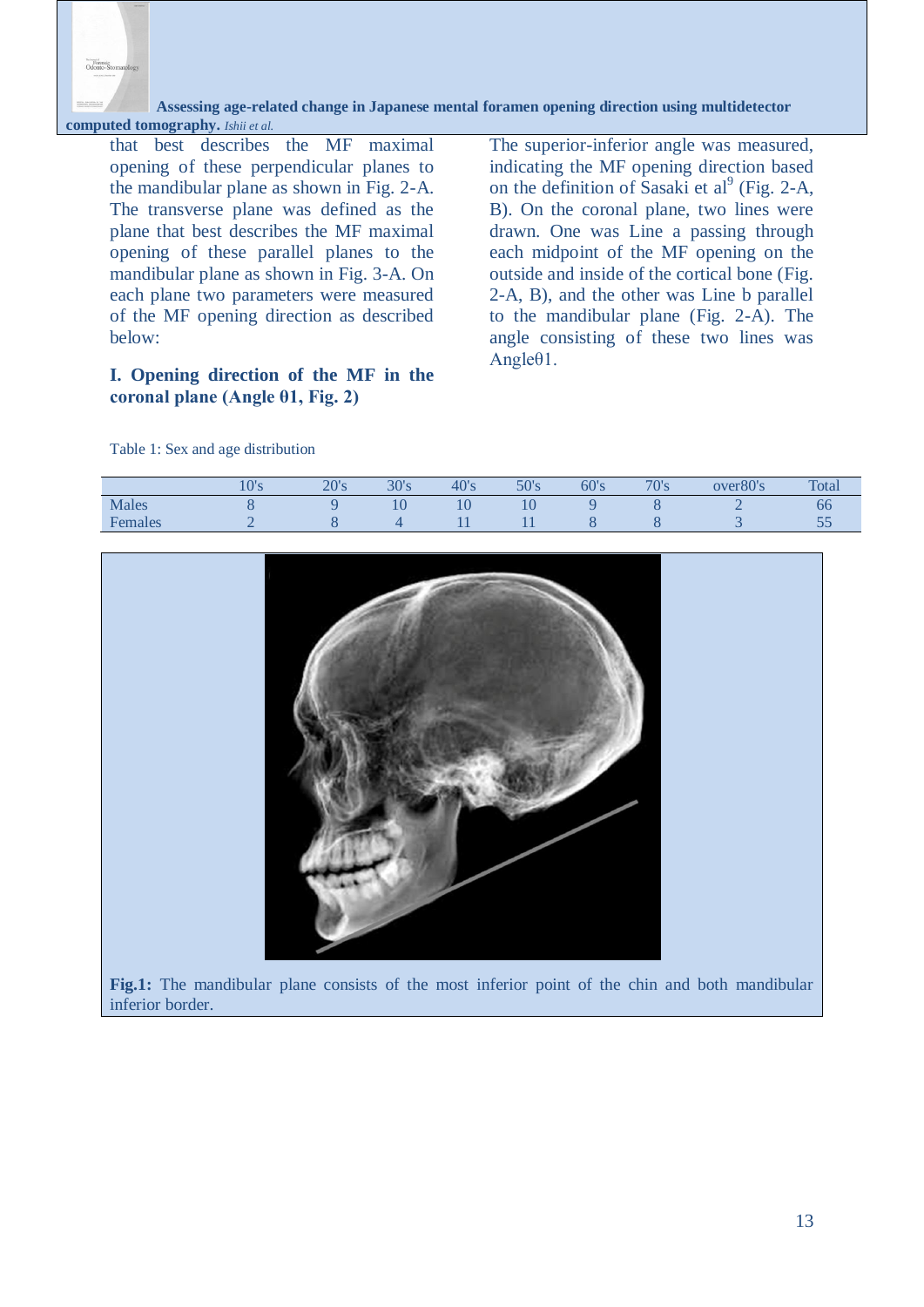that best describes the MF maximal opening of these perpendicular planes to the mandibular plane as shown in Fig. 2-A. The transverse plane was defined as the plane that best describes the MF maximal opening of these parallel planes to the mandibular plane as shown in Fig. 3-A. On each plane two parameters were measured of the MF opening direction as described below:

**I. Opening direction of the MF in the coronal plane (Angle θ1, Fig. 2)**

The superior-inferior angle was measured, indicating the MF opening direction based on the definition of Sasaki et al[9] (Fig. 2-A, B). On the coronal plane, two lines were drawn. One was Line a passing through each midpoint of the MF opening on the outside and inside of the cortical bone (Fig. 2-A, B), and the other was Line b parallel to the mandibular plane (Fig. 2-A). The angle consisting of these two lines was Angleθ1.

Table 1: Sex and age distribution

| | 10's | 20's | 30's | 40's | 50's | 60's | 70's | over80's | Total |
|---|---|---|---|---|---|---|---|---|---|
| Males | 8 | 9 | 10 | 10 | 10 | 9 | 8 | 2 | 66 |
| Females | 2 | 8 | 4 | 11 | 11 | 8 | 8 | 3 | 55 |

**Fig.1:** The mandibular plane consists of the most inferior point of the chin and both mandibular inferior border.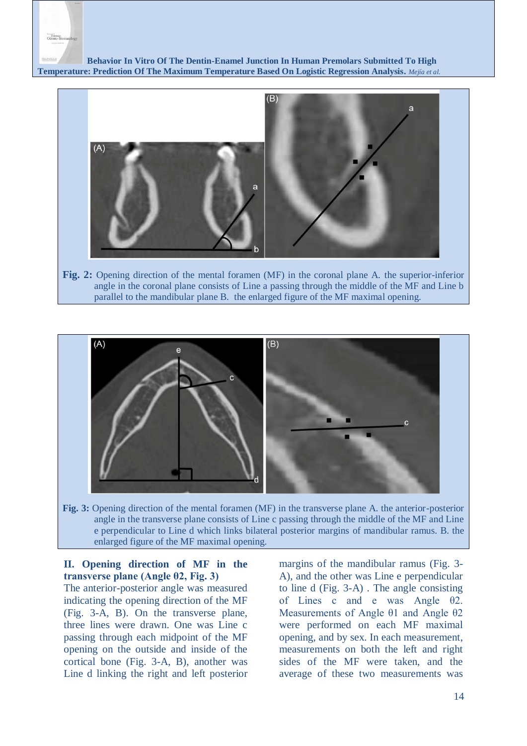**Fig. 2:** Opening direction of the mental foramen (MF) in the coronal plane A. the superior-inferior angle in the coronal plane consists of Line a passing through the middle of the MF and Line b parallel to the mandibular plane B. the enlarged figure of the MF maximal opening.

**Fig. 3:** Opening direction of the mental foramen (MF) in the transverse plane A. the anterior-posterior angle in the transverse plane consists of Line c passing through the middle of the MF and Line e perpendicular to Line d which links bilateral posterior margins of mandibular ramus. B. the enlarged figure of the MF maximal opening.

### II. Opening direction of MF in the transverse plane (Angle θ2, Fig. 3)

The anterior-posterior angle was measured indicating the opening direction of the MF (Fig. 3-A, B). On the transverse plane, three lines were drawn. One was Line c passing through each midpoint of the MF opening on the outside and inside of the cortical bone (Fig. 3-A, B), another was Line d linking the right and left posterior margins of the mandibular ramus (Fig. 3-A), and the other was Line e perpendicular to line d (Fig. 3-A) . The angle consisting of Lines c and e was Angle θ2. Measurements of Angle θ1 and Angle θ2 were performed on each MF maximal opening, and by sex. In each measurement, measurements on both the left and right sides of the MF were taken, and the average of these two measurements was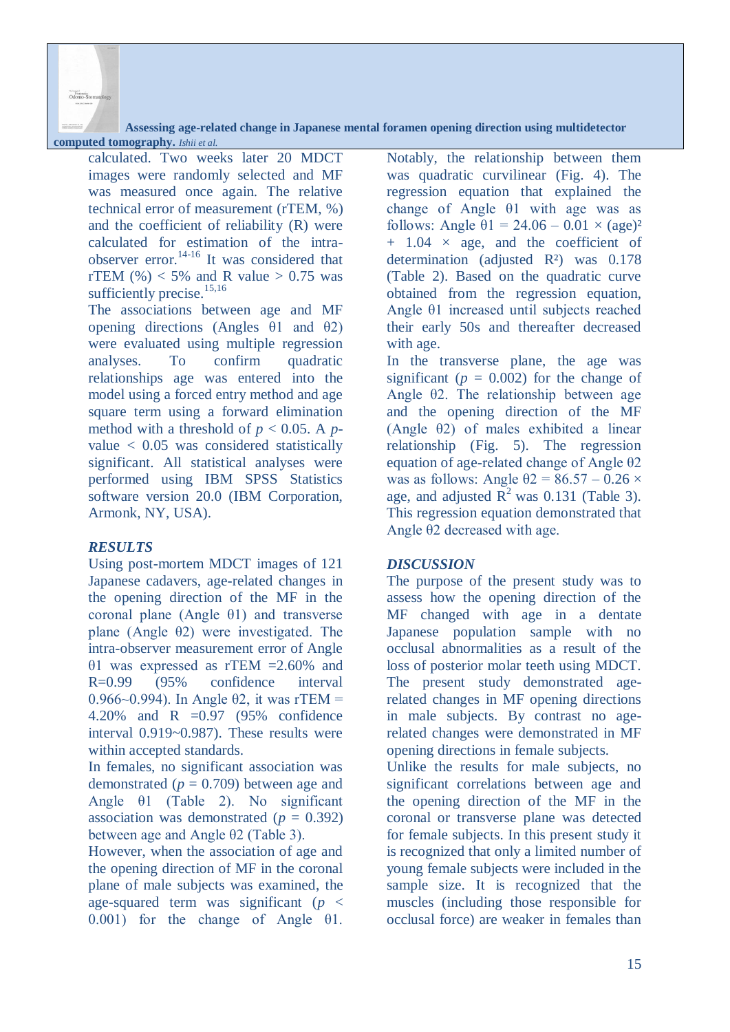calculated. Two weeks later 20 MDCT images were randomly selected and MF was measured once again. The relative technical error of measurement (rTEM, %) and the coefficient of reliability (R) were calculated for estimation of the intra-observer error.[14-16] It was considered that rTEM (%) < 5% and R value > 0.75 was sufficiently precise.[15,16]

The associations between age and MF opening directions (Angles θ1 and θ2) were evaluated using multiple regression analyses. To confirm quadratic relationships age was entered into the model using a forced entry method and age square term using a forward elimination method with a threshold of $p < 0.05$. A $p$-value < 0.05 was considered statistically significant. All statistical analyses were performed using IBM SPSS Statistics software version 20.0 (IBM Corporation, Armonk, NY, USA).

## RESULTS

Using post-mortem MDCT images of 121 Japanese cadavers, age-related changes in the opening direction of the MF in the coronal plane (Angle θ1) and transverse plane (Angle θ2) were investigated. The intra-observer measurement error of Angle θ1 was expressed as rTEM =2.60% and R=0.99 (95% confidence interval 0.966~0.994). In Angle θ2, it was rTEM = 4.20% and R =0.97 (95% confidence interval 0.919~0.987). These results were within accepted standards.

In females, no significant association was demonstrated ($p = 0.709$) between age and Angle θ1 (Table 2). No significant association was demonstrated ($p = 0.392$) between age and Angle θ2 (Table 3).

However, when the association of age and the opening direction of MF in the coronal plane of male subjects was examined, the age-squared term was significant ($p < 0.001$) for the change of Angle θ1. Notably, the relationship between them was quadratic curvilinear (Fig. 4). The regression equation that explained the change of Angle θ1 with age was as follows: Angle θ1 = 24.06 – 0.01 × (age)² + 1.04 × age, and the coefficient of determination (adjusted $R^2$) was 0.178 (Table 2). Based on the quadratic curve obtained from the regression equation, Angle θ1 increased until subjects reached their early 50s and thereafter decreased with age.

In the transverse plane, the age was significant ($p = 0.002$) for the change of Angle θ2. The relationship between age and the opening direction of the MF (Angle θ2) of males exhibited a linear relationship (Fig. 5). The regression equation of age-related change of Angle θ2 was as follows: Angle θ2 = 86.57 – 0.26 × age, and adjusted $R^2$ was 0.131 (Table 3). This regression equation demonstrated that Angle θ2 decreased with age.

## DISCUSSION

The purpose of the present study was to assess how the opening direction of the MF changed with age in a dentate Japanese population sample with no occlusal abnormalities as a result of the loss of posterior molar teeth using MDCT. The present study demonstrated age-related changes in MF opening directions in male subjects. By contrast no age-related changes were demonstrated in MF opening directions in female subjects.

Unlike the results for male subjects, no significant correlations between age and the opening direction of the MF in the coronal or transverse plane was detected for female subjects. In this present study it is recognized that only a limited number of young female subjects were included in the sample size. It is recognized that the muscles (including those responsible for occlusal force) are weaker in females than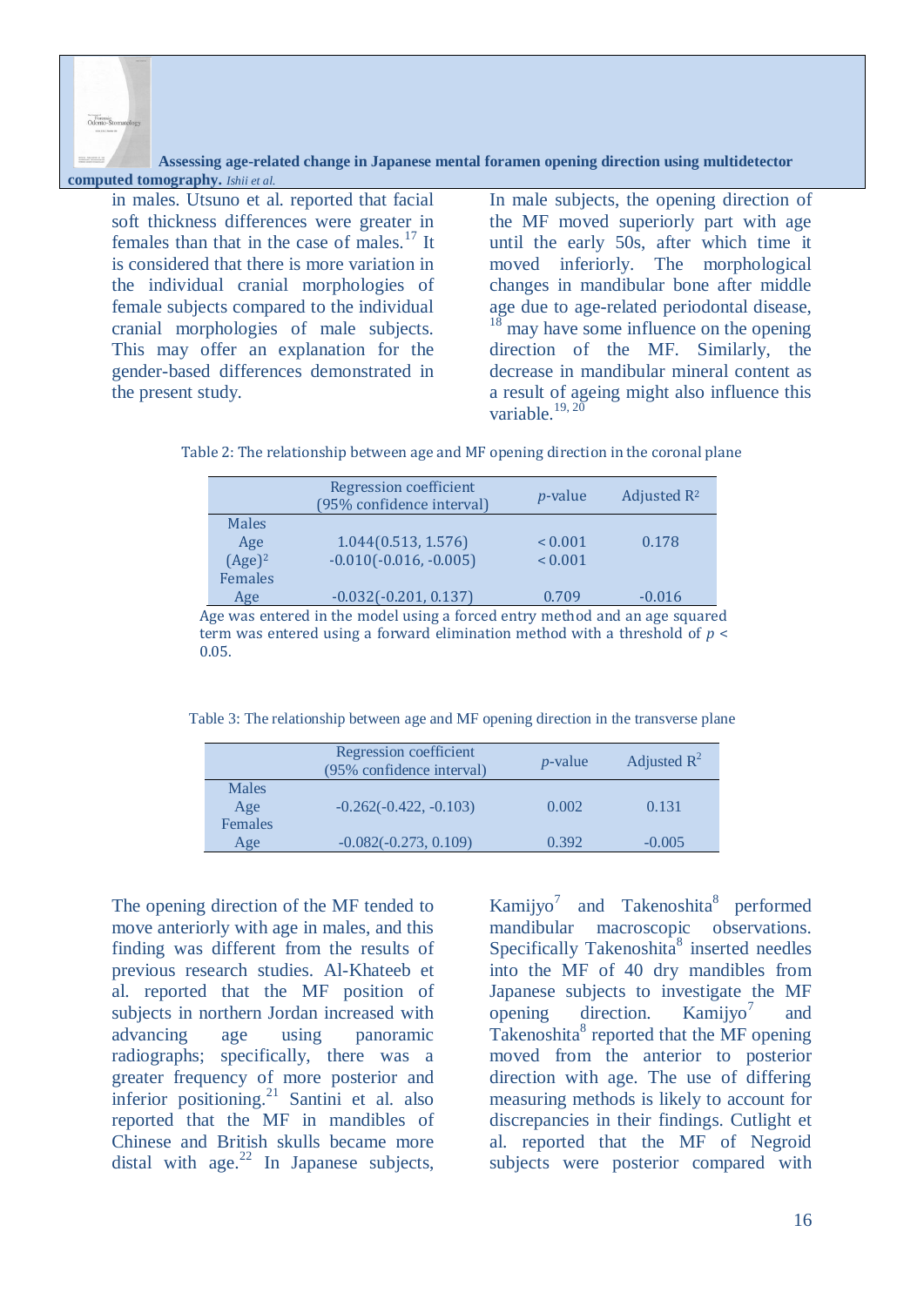in males. Utsuno et al. reported that facial soft thickness differences were greater in females than that in the case of males.[17] It is considered that there is more variation in the individual cranial morphologies of female subjects compared to the individual cranial morphologies of male subjects. This may offer an explanation for the gender-based differences demonstrated in the present study.

In male subjects, the opening direction of the MF moved superiorly part with age until the early 50s, after which time it moved inferiorly. The morphological changes in mandibular bone after middle age due to age-related periodontal disease,[18] may have some influence on the opening direction of the MF. Similarly, the decrease in mandibular mineral content as a result of ageing might also influence this variable.[19, 20]

Table 2: The relationship between age and MF opening direction in the coronal plane

| | Regression coefficient (95% confidence interval) | *p*-value | Adjusted $R^2$ |
|---|---|---|---|
| Males | | | |
| Age | 1.044(0.513, 1.576) | < 0.001 | 0.178 |
| $(Age)^2$ | -0.010(-0.016, -0.005) | < 0.001 | |
| Females | | | |
| Age | -0.032(-0.201, 0.137) | 0.709 | -0.016 |

Age was entered in the model using a forced entry method and an age squared term was entered using a forward elimination method with a threshold of $p < 0.05$.

Table 3: The relationship between age and MF opening direction in the transverse plane

| | Regression coefficient (95% confidence interval) | *p*-value | Adjusted $R^2$ |
|---|---|---|---|
| Males | | | |
| Age | -0.262(-0.422, -0.103) | 0.002 | 0.131 |
| Females | | | |
| Age | -0.082(-0.273, 0.109) | 0.392 | -0.005 |

The opening direction of the MF tended to move anteriorly with age in males, and this finding was different from the results of previous research studies. Al-Khateeb et al. reported that the MF position of subjects in northern Jordan increased with advancing age using panoramic radiographs; specifically, there was a greater frequency of more posterior and inferior positioning.[21] Santini et al. also reported that the MF in mandibles of Chinese and British skulls became more distal with age.[22] In Japanese subjects, Kamijyo[7] and Takenoshita[8] performed mandibular macroscopic observations. Specifically Takenoshita[8] inserted needles into the MF of 40 dry mandibles from Japanese subjects to investigate the MF opening direction. Kamijyo[7] and Takenoshita[8] reported that the MF opening moved from the anterior to posterior direction with age. The use of differing measuring methods is likely to account for discrepancies in their findings. Cutlight et al. reported that the MF of Negroid subjects were posterior compared with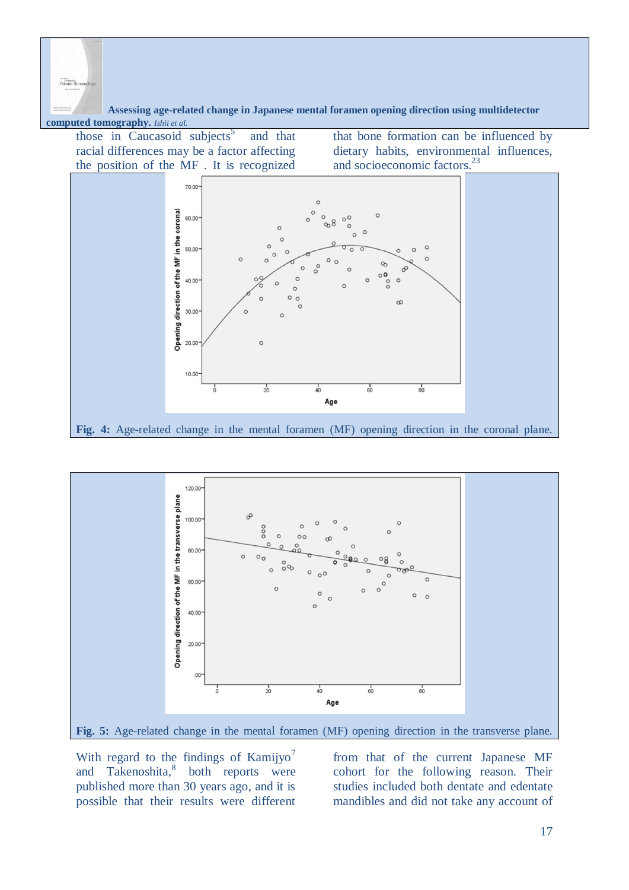those in Caucasoid subjects[5] and that racial differences may be a factor affecting the position of the MF . It is recognized that bone formation can be influenced by dietary habits, environmental influences, and socioeconomic factors.[23]

**Fig. 4:** Age-related change in the mental foramen (MF) opening direction in the coronal plane.

**Fig. 5:** Age-related change in the mental foramen (MF) opening direction in the transverse plane.

With regard to the findings of Kamijyo[7] and Takenoshita,[8] both reports were published more than 30 years ago, and it is possible that their results were different from that of the current Japanese MF cohort for the following reason. Their studies included both dentate and edentate mandibles and did not take any account of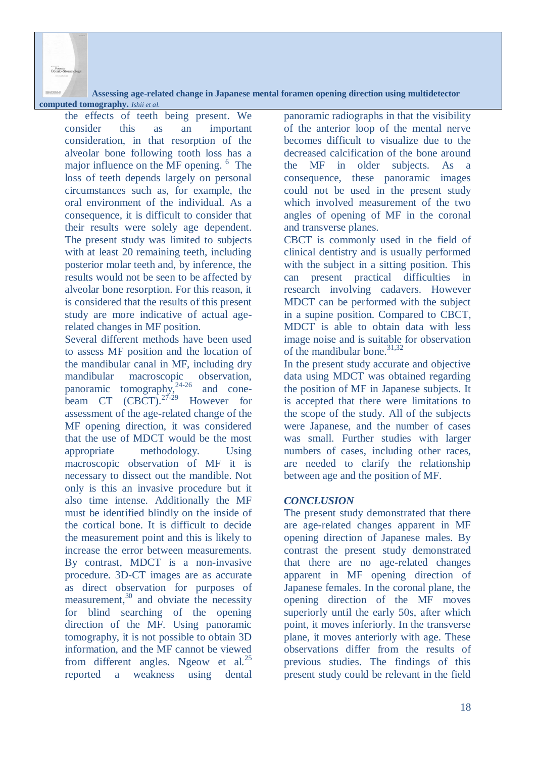the effects of teeth being present. We consider this as an important consideration, in that resorption of the alveolar bone following tooth loss has a major influence on the MF opening. [6] The loss of teeth depends largely on personal circumstances such as, for example, the oral environment of the individual. As a consequence, it is difficult to consider that their results were solely age dependent. The present study was limited to subjects with at least 20 remaining teeth, including posterior molar teeth and, by inference, the results would not be seen to be affected by alveolar bone resorption. For this reason, it is considered that the results of this present study are more indicative of actual age-related changes in MF position.

Several different methods have been used to assess MF position and the location of the mandibular canal in MF, including dry mandibular macroscopic observation, panoramic tomography,[24-26] and cone-beam CT (CBCT).[27-29] However for assessment of the age-related change of the MF opening direction, it was considered that the use of MDCT would be the most appropriate methodology. Using macroscopic observation of MF it is necessary to dissect out the mandible. Not only is this an invasive procedure but it also time intense. Additionally the MF must be identified blindly on the inside of the cortical bone. It is difficult to decide the measurement point and this is likely to increase the error between measurements. By contrast, MDCT is a non-invasive procedure. 3D-CT images are as accurate as direct observation for purposes of measurement,[30] and obviate the necessity for blind searching of the opening direction of the MF. Using panoramic tomography, it is not possible to obtain 3D information, and the MF cannot be viewed from different angles. Ngeow et al.[25] reported a weakness using dental panoramic radiographs in that the visibility of the anterior loop of the mental nerve becomes difficult to visualize due to the decreased calcification of the bone around the MF in older subjects. As a consequence, these panoramic images could not be used in the present study which involved measurement of the two angles of opening of MF in the coronal and transverse planes.

CBCT is commonly used in the field of clinical dentistry and is usually performed with the subject in a sitting position. This can present practical difficulties in research involving cadavers. However MDCT can be performed with the subject in a supine position. Compared to CBCT, MDCT is able to obtain data with less image noise and is suitable for observation of the mandibular bone.[31,32]

In the present study accurate and objective data using MDCT was obtained regarding the position of MF in Japanese subjects. It is accepted that there were limitations to the scope of the study. All of the subjects were Japanese, and the number of cases was small. Further studies with larger numbers of cases, including other races, are needed to clarify the relationship between age and the position of MF.

## *CONCLUSION*

The present study demonstrated that there are age-related changes apparent in MF opening direction of Japanese males. By contrast the present study demonstrated that there are no age-related changes apparent in MF opening direction of Japanese females. In the coronal plane, the opening direction of the MF moves superiorly until the early 50s, after which point, it moves inferiorly. In the transverse plane, it moves anteriorly with age. These observations differ from the results of previous studies. The findings of this present study could be relevant in the field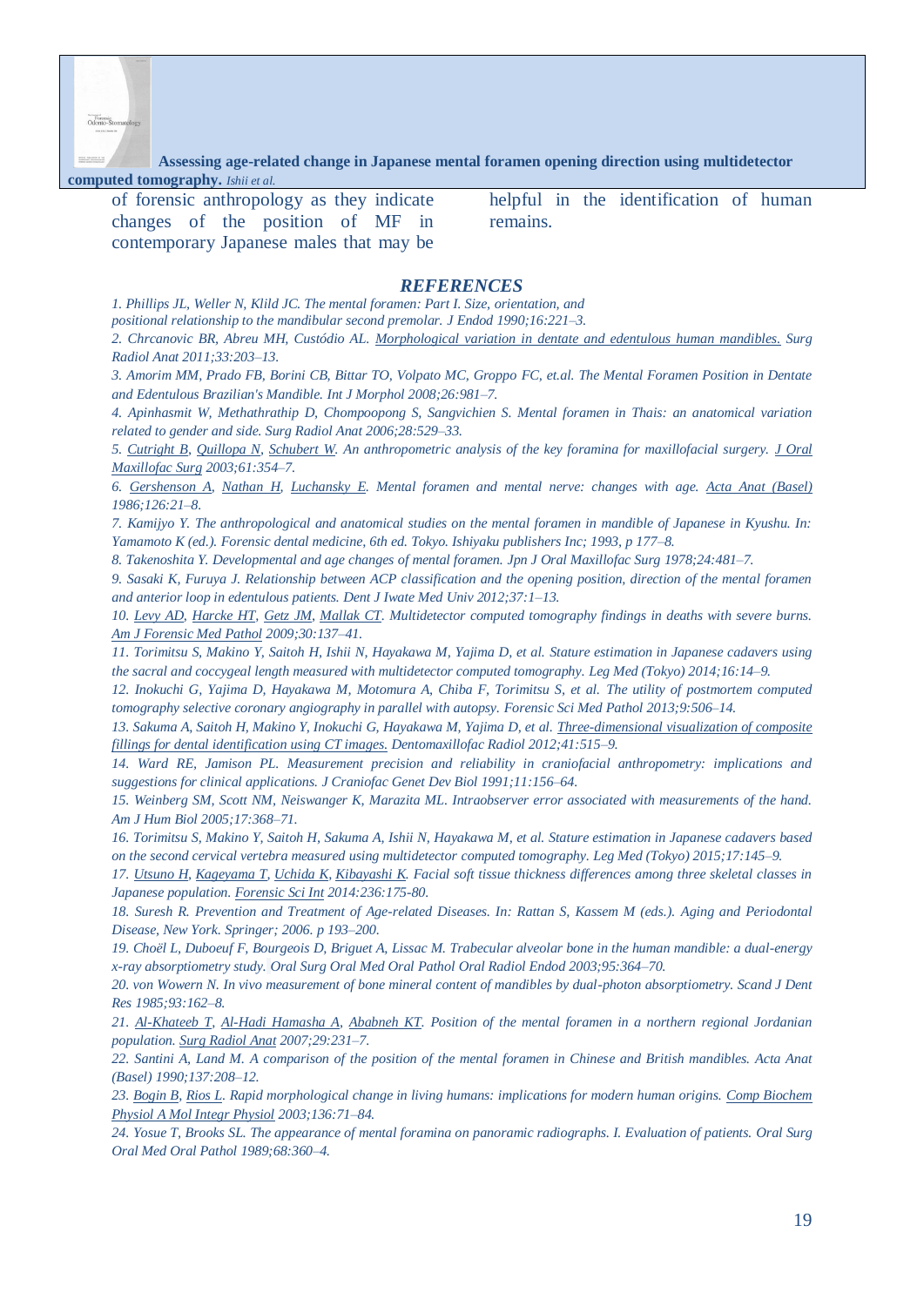of forensic anthropology as they indicate changes of the position of MF in contemporary Japanese males that may be helpful in the identification of human remains.

## *REFERENCES*

*1. Phillips JL, Weller N, Klild JC. The mental foramen: Part I. Size, orientation, and positional relationship to the mandibular second premolar. J Endod 1990;16:221–3.*

*2. Chrcanovic BR, Abreu MH, Custódio AL. Morphological variation in dentate and edentulous human mandibles. Surg Radiol Anat 2011;33:203–13.*

*3. Amorim MM, Prado FB, Borini CB, Bittar TO, Volpato MC, Groppo FC, et.al. The Mental Foramen Position in Dentate and Edentulous Brazilian's Mandible. Int J Morphol 2008;26:981–7.*

*4. Apinhasmit W, Methathrathip D, Chompoopong S, Sangvichien S. Mental foramen in Thais: an anatomical variation related to gender and side. Surg Radiol Anat 2006;28:529–33.*

*5. Cutright B, Quillopa N, Schubert W. An anthropometric analysis of the key foramina for maxillofacial surgery. J Oral Maxillofac Surg 2003;61:354–7.*

*6. Gershenson A, Nathan H, Luchansky E. Mental foramen and mental nerve: changes with age. Acta Anat (Basel) 1986;126:21–8.*

*7. Kamijyo Y. The anthropological and anatomical studies on the mental foramen in mandible of Japanese in Kyushu. In: Yamamoto K (ed.). Forensic dental medicine, 6th ed. Tokyo. Ishiyaku publishers Inc; 1993, p 177–8.*

*8. Takenoshita Y. Developmental and age changes of mental foramen. Jpn J Oral Maxillofac Surg 1978;24:481–7.*

*9. Sasaki K, Furuya J. Relationship between ACP classification and the opening position, direction of the mental foramen and anterior loop in edentulous patients. Dent J Iwate Med Univ 2012;37:1–13.*

*10. Levy AD, Harcke HT, Getz JM, Mallak CT. Multidetector computed tomography findings in deaths with severe burns. Am J Forensic Med Pathol 2009;30:137–41.*

*11. Torimitsu S, Makino Y, Saitoh H, Ishii N, Hayakawa M, Yajima D, et al. Stature estimation in Japanese cadavers using the sacral and coccygeal length measured with multidetector computed tomography. Leg Med (Tokyo) 2014;16:14–9.*

*12. Inokuchi G, Yajima D, Hayakawa M, Motomura A, Chiba F, Torimitsu S, et al. The utility of postmortem computed tomography selective coronary angiography in parallel with autopsy. Forensic Sci Med Pathol 2013;9:506–14.*

*13. Sakuma A, Saitoh H, Makino Y, Inokuchi G, Hayakawa M, Yajima D, et al. Three-dimensional visualization of composite fillings for dental identification using CT images. Dentomaxillofac Radiol 2012;41:515–9.*

*14. Ward RE, Jamison PL. Measurement precision and reliability in craniofacial anthropometry: implications and suggestions for clinical applications. J Craniofac Genet Dev Biol 1991;11:156–64.*

*15. Weinberg SM, Scott NM, Neiswanger K, Marazita ML. Intraobserver error associated with measurements of the hand. Am J Hum Biol 2005;17:368–71.*

*16. Torimitsu S, Makino Y, Saitoh H, Sakuma A, Ishii N, Hayakawa M, et al. Stature estimation in Japanese cadavers based on the second cervical vertebra measured using multidetector computed tomography. Leg Med (Tokyo) 2015;17:145–9.*

*17. Utsuno H, Kageyama T, Uchida K, Kibayashi K. Facial soft tissue thickness differences among three skeletal classes in Japanese population. Forensic Sci Int 2014:236:175-80.*

*18. Suresh R. Prevention and Treatment of Age-related Diseases. In: Rattan S, Kassem M (eds.). Aging and Periodontal Disease, New York. Springer; 2006. p 193–200.*

*19. Choël L, Duboeuf F, Bourgeois D, Briguet A, Lissac M. Trabecular alveolar bone in the human mandible: a dual-energy x-ray absorptiometry study. Oral Surg Oral Med Oral Pathol Oral Radiol Endod 2003;95:364–70.*

*20. von Wowern N. In vivo measurement of bone mineral content of mandibles by dual-photon absorptiometry. Scand J Dent Res 1985;93:162–8.*

*21. Al-Khateeb T, Al-Hadi Hamasha A, Ababneh KT. Position of the mental foramen in a northern regional Jordanian population. Surg Radiol Anat 2007;29:231–7.*

*22. Santini A, Land M. A comparison of the position of the mental foramen in Chinese and British mandibles. Acta Anat (Basel) 1990;137:208–12.*

*23. Bogin B, Rios L. Rapid morphological change in living humans: implications for modern human origins. Comp Biochem Physiol A Mol Integr Physiol 2003;136:71–84.*

*24. Yosue T, Brooks SL. The appearance of mental foramina on panoramic radiographs. I. Evaluation of patients. Oral Surg Oral Med Oral Pathol 1989;68:360–4.*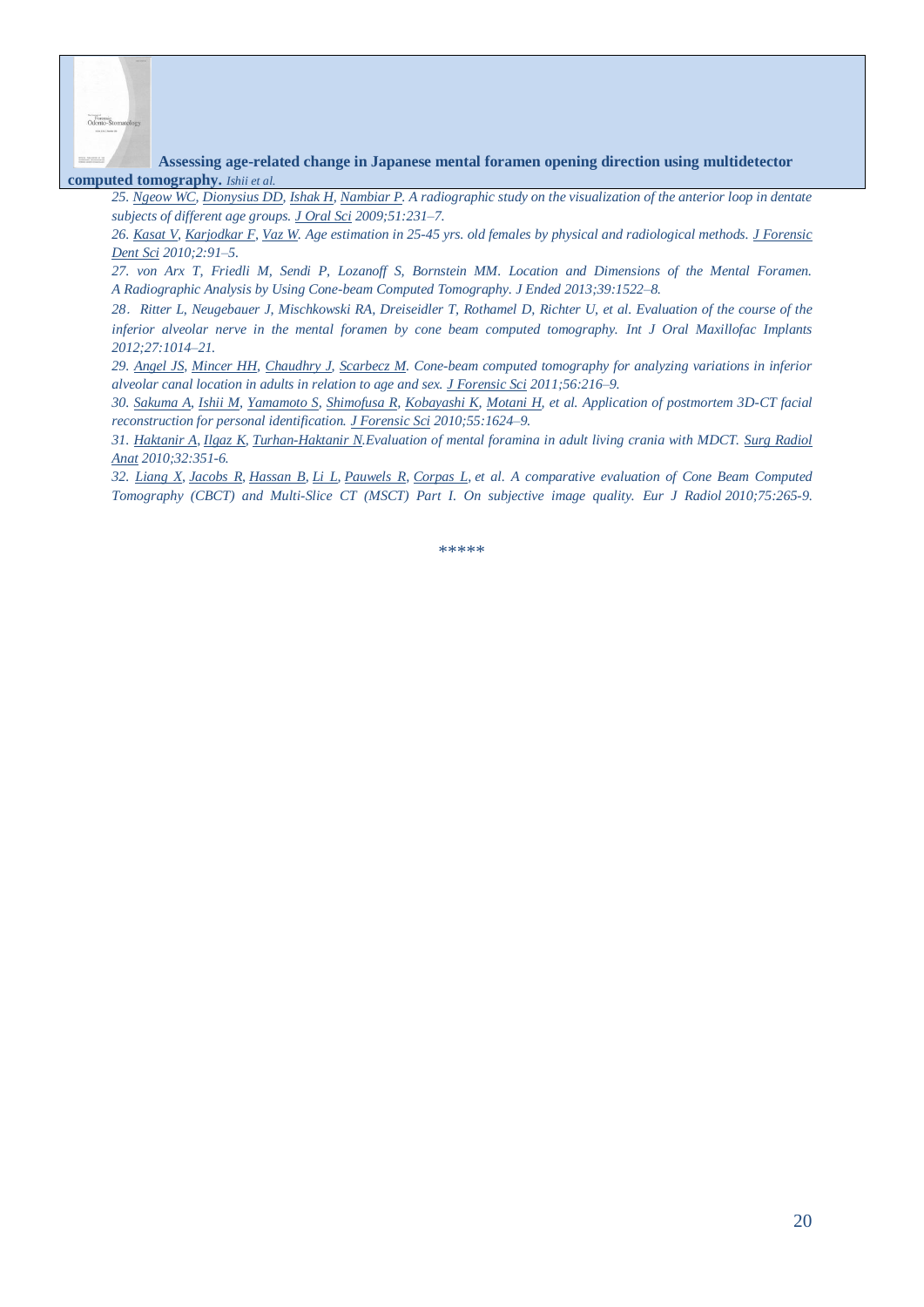25. Ngeow WC, Dionysius DD, Ishak H, Nambiar P. A radiographic study on the visualization of the anterior loop in dentate subjects of different age groups. J Oral Sci 2009;51:231–7.

26. Kasat V, Karjodkar F, Vaz W. Age estimation in 25-45 yrs. old females by physical and radiological methods. J Forensic Dent Sci 2010;2:91–5.

27. von Arx T, Friedli M, Sendi P, Lozanoff S, Bornstein MM. Location and Dimensions of the Mental Foramen. A Radiographic Analysis by Using Cone-beam Computed Tomography. J Ended 2013;39:1522–8.

28. Ritter L, Neugebauer J, Mischkowski RA, Dreiseidler T, Rothamel D, Richter U, et al. Evaluation of the course of the inferior alveolar nerve in the mental foramen by cone beam computed tomography. Int J Oral Maxillofac Implants 2012;27:1014–21.

29. Angel JS, Mincer HH, Chaudhry J, Scarbecz M. Cone-beam computed tomography for analyzing variations in inferior alveolar canal location in adults in relation to age and sex. J Forensic Sci 2011;56:216–9.

30. Sakuma A, Ishii M, Yamamoto S, Shimofusa R, Kobayashi K, Motani H, et al. Application of postmortem 3D-CT facial reconstruction for personal identification. J Forensic Sci 2010;55:1624–9.

31. Haktanir A, Ilgaz K, Turhan-Haktanir N.Evaluation of mental foramina in adult living crania with MDCT. Surg Radiol Anat 2010;32:351-6.

32. Liang X, Jacobs R, Hassan B, Li L, Pauwels R, Corpas L, et al. A comparative evaluation of Cone Beam Computed Tomography (CBCT) and Multi-Slice CT (MSCT) Part I. On subjective image quality. Eur J Radiol 2010;75:265-9.

*****